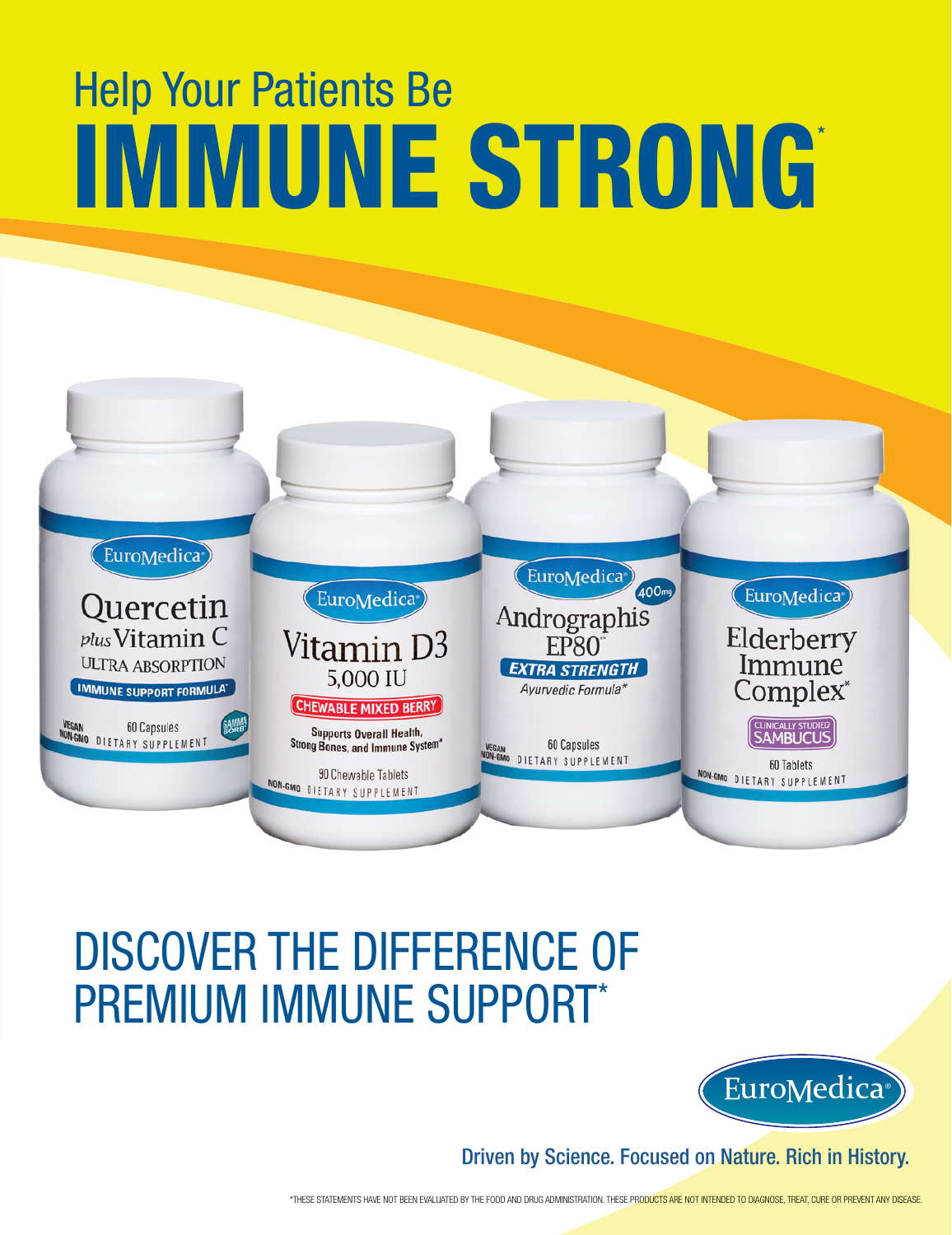# Help Your Patients Be IMMUNE STRONG*

EuroMedica

Quercetin plus Vitamin C
ULTRA ABSORPTION
IMMUNE SUPPORT FORMULA*
VEGAN NON-GMO
60 Capsules
DIETARY SUPPLEMENT

EuroMedica

Vitamin D3
5,000 IU
CHEWABLE MIXED BERRY
Supports Overall Health, Strong Bones, and Immune System*
90 Chewable Tablets
NON-GMO DIETARY SUPPLEMENT

EuroMedica

Andrographis EP80™
400mg
EXTRA STRENGTH
Ayurvedic Formula*
VEGAN NON-GMO
60 Capsules
DIETARY SUPPLEMENT

EuroMedica

Elderberry Immune Complex*
CLINICALLY STUDIED SAMBUCUS
60 Tablets
NON-GMO DIETARY SUPPLEMENT

## DISCOVER THE DIFFERENCE OF PREMIUM IMMUNE SUPPORT*

EuroMedica

Driven by Science. Focused on Nature. Rich in History.

*THESE STATEMENTS HAVE NOT BEEN EVALUATED BY THE FOOD AND DRUG ADMINISTRATION. THESE PRODUCTS ARE NOT INTENDED TO DIAGNOSE, TREAT, CURE OR PREVENT ANY DISEASE.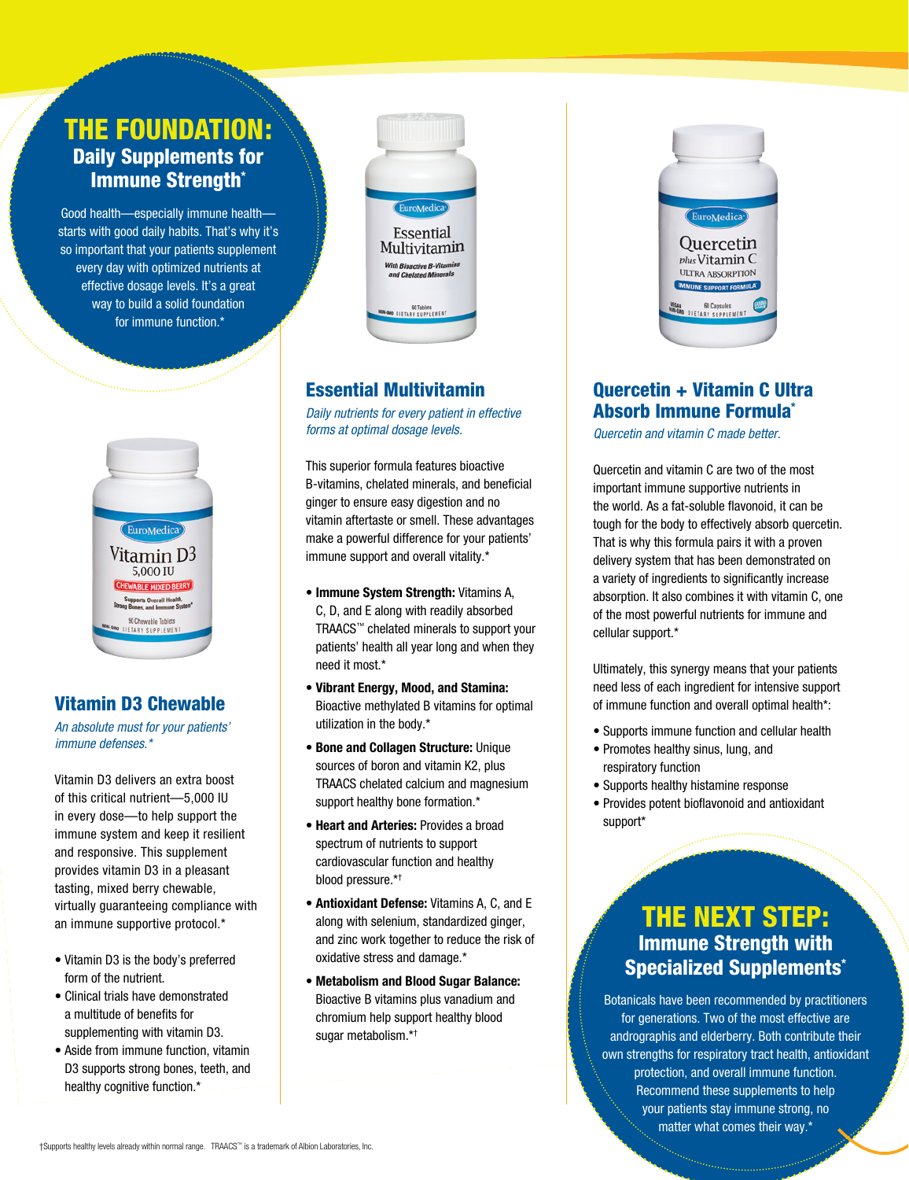# THE FOUNDATION: Daily Supplements for Immune Strength*

Good health—especially immune health—starts with good daily habits. That's why it's so important that your patients supplement every day with optimized nutrients at effective dosage levels. It's a great way to build a solid foundation for immune function.*

## Vitamin D3 Chewable

*An absolute must for your patients' immune defenses.**

Vitamin D3 delivers an extra boost of this critical nutrient—5,000 IU in every dose—to help support the immune system and keep it resilient and responsive. This supplement provides vitamin D3 in a pleasant tasting, mixed berry chewable, virtually guaranteeing compliance with an immune supportive protocol.*

- Vitamin D3 is the body's preferred form of the nutrient.
- Clinical trials have demonstrated a multitude of benefits for supplementing with vitamin D3.
- Aside from immune function, vitamin D3 supports strong bones, teeth, and healthy cognitive function.*

## Essential Multivitamin

*Daily nutrients for every patient in effective forms at optimal dosage levels.*

This superior formula features bioactive B-vitamins, chelated minerals, and beneficial ginger to ensure easy digestion and no vitamin aftertaste or smell. These advantages make a powerful difference for your patients' immune support and overall vitality.*

- **Immune System Strength:** Vitamins A, C, D, and E along with readily absorbed TRAACS™ chelated minerals to support your patients' health all year long and when they need it most.*
- **Vibrant Energy, Mood, and Stamina:** Bioactive methylated B vitamins for optimal utilization in the body.*
- **Bone and Collagen Structure:** Unique sources of boron and vitamin K2, plus TRAACS chelated calcium and magnesium support healthy bone formation.*
- **Heart and Arteries:** Provides a broad spectrum of nutrients to support cardiovascular function and healthy blood pressure.*†
- **Antioxidant Defense:** Vitamins A, C, and E along with selenium, standardized ginger, and zinc work together to reduce the risk of oxidative stress and damage.*
- **Metabolism and Blood Sugar Balance:** Bioactive B vitamins plus vanadium and chromium help support healthy blood sugar metabolism.*†

## Quercetin + Vitamin C Ultra Absorb Immune Formula*

*Quercetin and vitamin C made better.*

Quercetin and vitamin C are two of the most important immune supportive nutrients in the world. As a fat-soluble flavonoid, it can be tough for the body to effectively absorb quercetin. That is why this formula pairs it with a proven delivery system that has been demonstrated on a variety of ingredients to significantly increase absorption. It also combines it with vitamin C, one of the most powerful nutrients for immune and cellular support.*

Ultimately, this synergy means that your patients need less of each ingredient for intensive support of immune function and overall optimal health*:

- Supports immune function and cellular health
- Promotes healthy sinus, lung, and respiratory function
- Supports healthy histamine response
- Provides potent bioflavonoid and antioxidant support*

# THE NEXT STEP: Immune Strength with Specialized Supplements*

Botanicals have been recommended by practitioners for generations. Two of the most effective are andrographis and elderberry. Both contribute their own strengths for respiratory tract health, antioxidant protection, and overall immune function. Recommend these supplements to help your patients stay immune strong, no matter what comes their way.*

†Supports healthy levels already within normal range. TRAACS™ is a trademark of Albion Laboratories, Inc.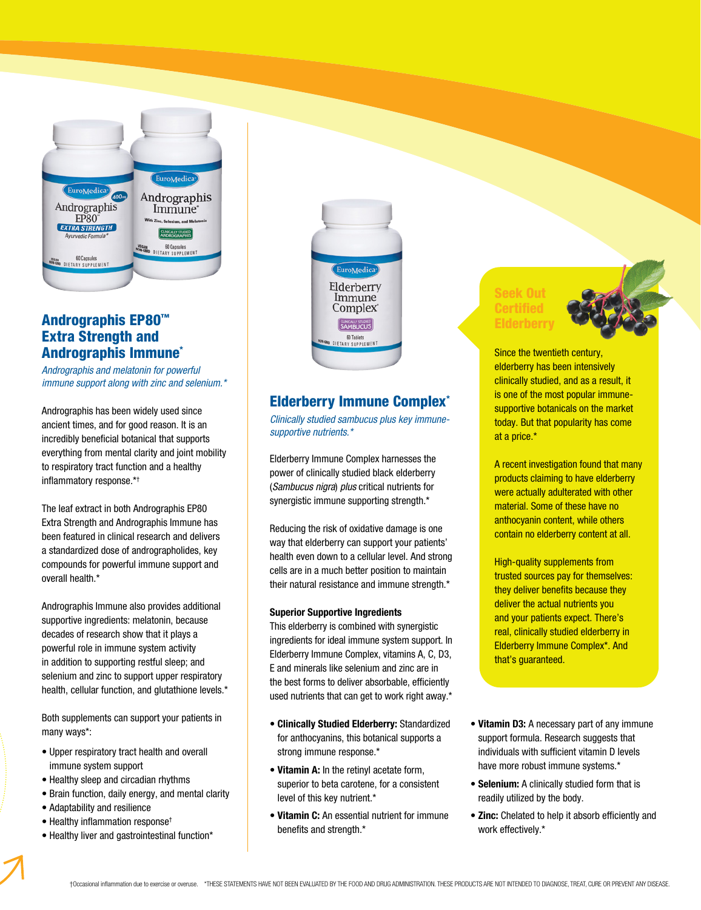## Andrographis EP80™ Extra Strength and Andrographis Immune*

*Andrographis and melatonin for powerful immune support along with zinc and selenium.**

Andrographis has been widely used since ancient times, and for good reason. It is an incredibly beneficial botanical that supports everything from mental clarity and joint mobility to respiratory tract function and a healthy inflammatory response.*†

The leaf extract in both Andrographis EP80 Extra Strength and Andrographis Immune has been featured in clinical research and delivers a standardized dose of andrographolides, key compounds for powerful immune support and overall health.*

Andrographis Immune also provides additional supportive ingredients: melatonin, because decades of research show that it plays a powerful role in immune system activity in addition to supporting restful sleep; and selenium and zinc to support upper respiratory health, cellular function, and glutathione levels.*

Both supplements can support your patients in many ways*:

- Upper respiratory tract health and overall immune system support
- Healthy sleep and circadian rhythms
- Brain function, daily energy, and mental clarity
- Adaptability and resilience
- Healthy inflammation response†
- Healthy liver and gastrointestinal function*

## Elderberry Immune Complex*

*Clinically studied sambucus plus key immune-supportive nutrients.**

Elderberry Immune Complex harnesses the power of clinically studied black elderberry (*Sambucus nigra*) *plus* critical nutrients for synergistic immune supporting strength.*

Reducing the risk of oxidative damage is one way that elderberry can support your patients' health even down to a cellular level. And strong cells are in a much better position to maintain their natural resistance and immune strength.*

### Superior Supportive Ingredients

This elderberry is combined with synergistic ingredients for ideal immune system support. In Elderberry Immune Complex, vitamins A, C, D3, E and minerals like selenium and zinc are in the best forms to deliver absorbable, efficiently used nutrients that can get to work right away.*

- **Clinically Studied Elderberry:** Standardized for anthocyanins, this botanical supports a strong immune response.*
- **Vitamin A:** In the retinyl acetate form, superior to beta carotene, for a consistent level of this key nutrient.*
- **Vitamin C:** An essential nutrient for immune benefits and strength.*
- **Vitamin D3:** A necessary part of any immune support formula. Research suggests that individuals with sufficient vitamin D levels have more robust immune systems.*
- **Selenium:** A clinically studied form that is readily utilized by the body.
- **Zinc:** Chelated to help it absorb efficiently and work effectively.*

### Seek Out Certified Elderberry

Since the twentieth century, elderberry has been intensively clinically studied, and as a result, it is one of the most popular immune-supportive botanicals on the market today. But that popularity has come at a price.*

A recent investigation found that many products claiming to have elderberry were actually adulterated with other material. Some of these have no anthocyanin content, while others contain no elderberry content at all.

High-quality supplements from trusted sources pay for themselves: they deliver benefits because they deliver the actual nutrients you and your patients expect. There's real, clinically studied elderberry in Elderberry Immune Complex*. And that's guaranteed.

†Occasional inflammation due to exercise or overuse. *THESE STATEMENTS HAVE NOT BEEN EVALUATED BY THE FOOD AND DRUG ADMINISTRATION. THESE PRODUCTS ARE NOT INTENDED TO DIAGNOSE, TREAT, CURE OR PREVENT ANY DISEASE.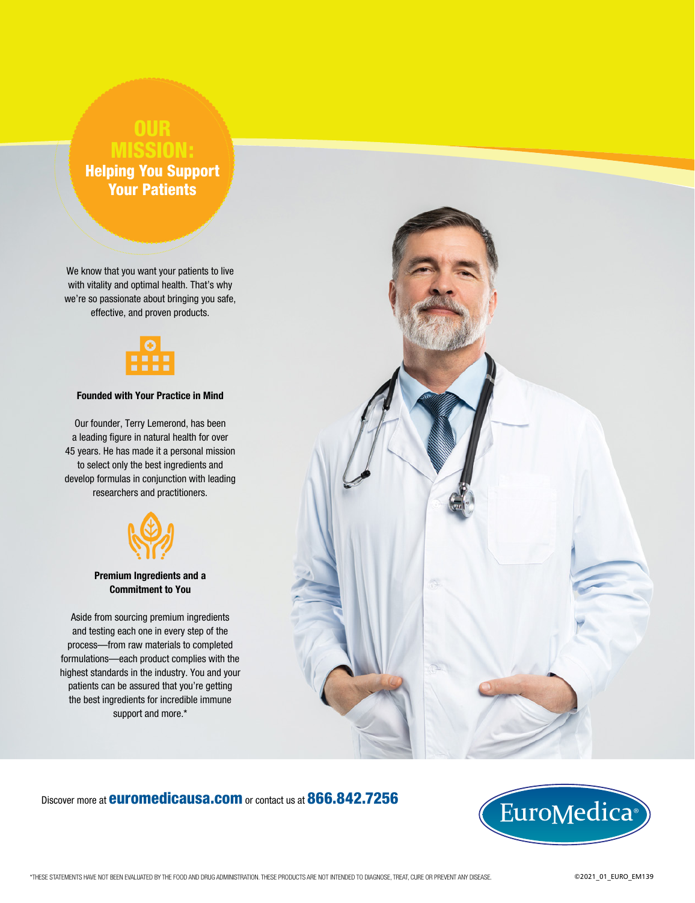# OUR MISSION: Helping You Support Your Patients

We know that you want your patients to live with vitality and optimal health. That's why we're so passionate about bringing you safe, effective, and proven products.

**Founded with Your Practice in Mind**

Our founder, Terry Lemerond, has been a leading figure in natural health for over 45 years. He has made it a personal mission to select only the best ingredients and develop formulas in conjunction with leading researchers and practitioners.

**Premium Ingredients and a Commitment to You**

Aside from sourcing premium ingredients and testing each one in every step of the process—from raw materials to completed formulations—each product complies with the highest standards in the industry. You and your patients can be assured that you're getting the best ingredients for incredible immune support and more.*

Discover more at **euromedicausa.com** or contact us at **866.842.7256**

EuroMedica®

*THESE STATEMENTS HAVE NOT BEEN EVALUATED BY THE FOOD AND DRUG ADMINISTRATION. THESE PRODUCTS ARE NOT INTENDED TO DIAGNOSE, TREAT, CURE OR PREVENT ANY DISEASE.

©2021_01_EURO_EM139